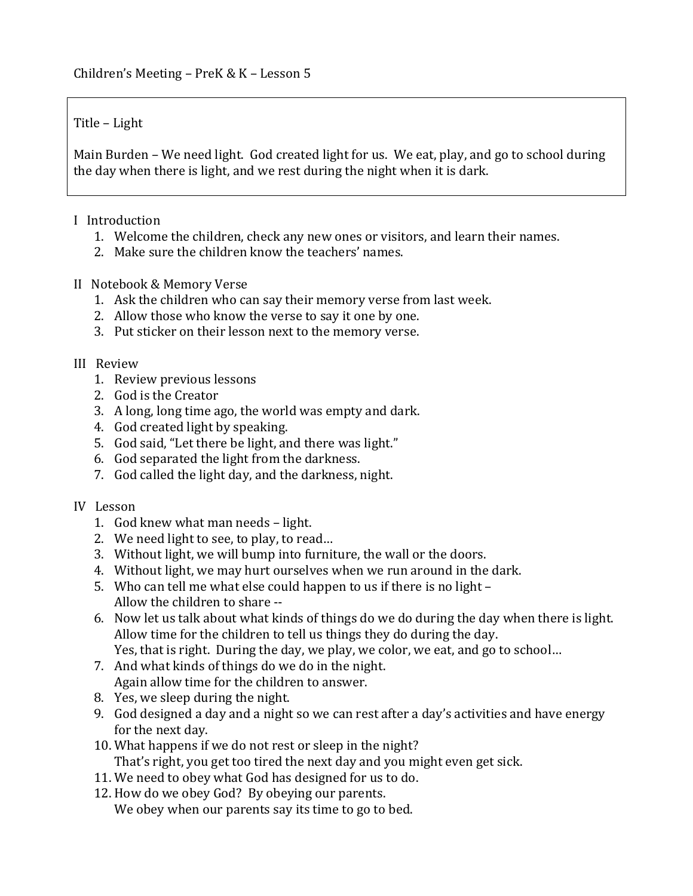Children's Meeting – PreK & K – Lesson 5

Title – Light

Main Burden – We need light. God created light for us. We eat, play, and go to school during the day when there is light, and we rest during the night when it is dark.

I Introduction

1. Welcome the children, check any new ones or visitors, and learn their names.
2. Make sure the children know the teachers' names.

II Notebook & Memory Verse

1. Ask the children who can say their memory verse from last week.
2. Allow those who know the verse to say it one by one.
3. Put sticker on their lesson next to the memory verse.

III Review

1. Review previous lessons
2. God is the Creator
3. A long, long time ago, the world was empty and dark.
4. God created light by speaking.
5. God said, "Let there be light, and there was light."
6. God separated the light from the darkness.
7. God called the light day, and the darkness, night.

IV Lesson

1. God knew what man needs – light.
2. We need light to see, to play, to read…
3. Without light, we will bump into furniture, the wall or the doors.
4. Without light, we may hurt ourselves when we run around in the dark.
5. Who can tell me what else could happen to us if there is no light –
   Allow the children to share --
6. Now let us talk about what kinds of things do we do during the day when there is light.
   Allow time for the children to tell us things they do during the day.
   Yes, that is right. During the day, we play, we color, we eat, and go to school…
7. And what kinds of things do we do in the night.
   Again allow time for the children to answer.
8. Yes, we sleep during the night.
9. God designed a day and a night so we can rest after a day's activities and have energy for the next day.
10. What happens if we do not rest or sleep in the night?
    That's right, you get too tired the next day and you might even get sick.
11. We need to obey what God has designed for us to do.
12. How do we obey God? By obeying our parents.
    We obey when our parents say its time to go to bed.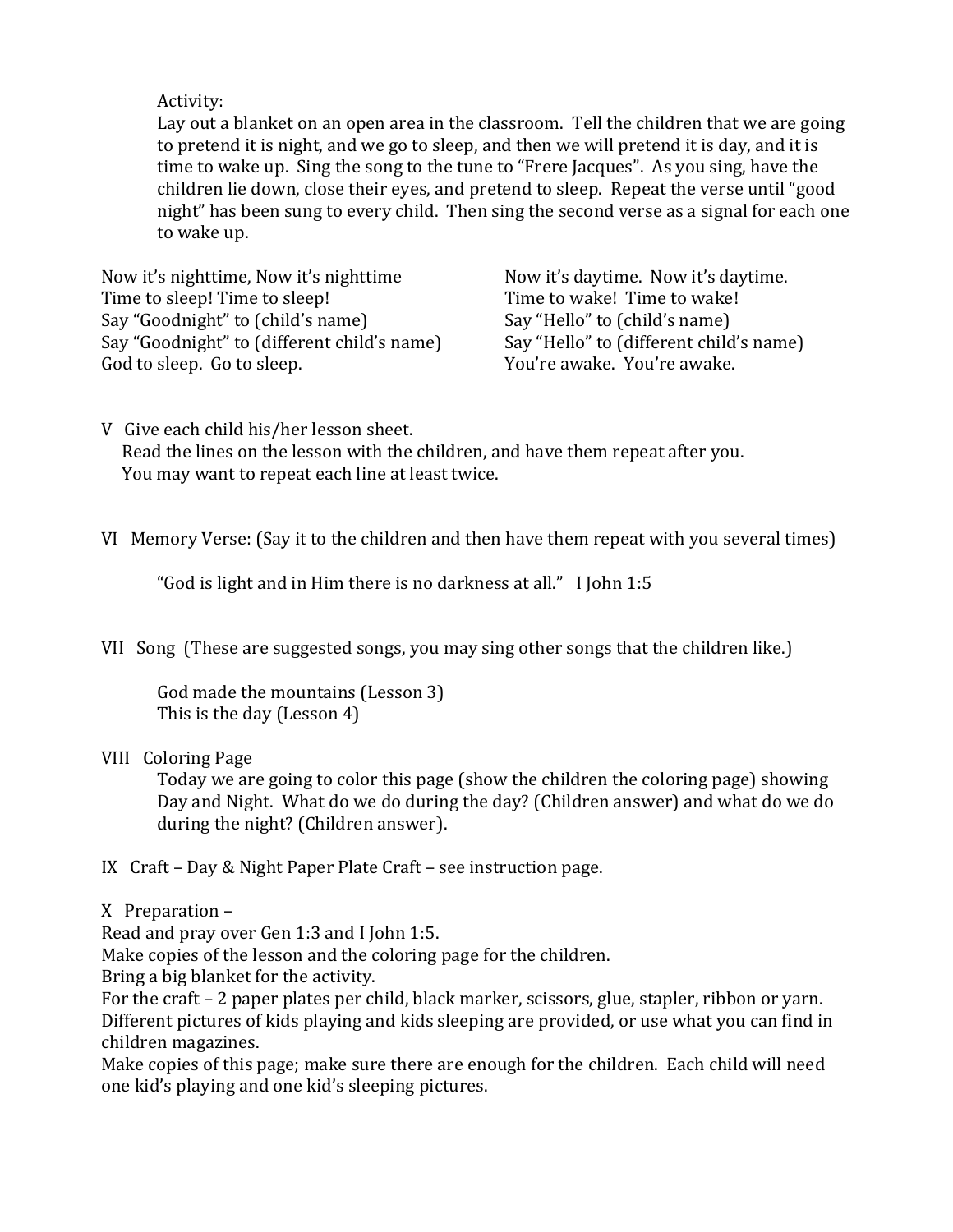Activity:

Lay out a blanket on an open area in the classroom. Tell the children that we are going to pretend it is night, and we go to sleep, and then we will pretend it is day, and it is time to wake up. Sing the song to the tune to "Frere Jacques". As you sing, have the children lie down, close their eyes, and pretend to sleep. Repeat the verse until "good night" has been sung to every child. Then sing the second verse as a signal for each one to wake up.

Now it's nighttime, Now it's nighttime
Time to sleep! Time to sleep!
Say "Goodnight" to (child's name)
Say "Goodnight" to (different child's name)
God to sleep. Go to sleep.

Now it's daytime. Now it's daytime.
Time to wake! Time to wake!
Say "Hello" to (child's name)
Say "Hello" to (different child's name)
You're awake. You're awake.

V Give each child his/her lesson sheet.
Read the lines on the lesson with the children, and have them repeat after you.
You may want to repeat each line at least twice.

VI Memory Verse: (Say it to the children and then have them repeat with you several times)

"God is light and in Him there is no darkness at all." I John 1:5

VII Song (These are suggested songs, you may sing other songs that the children like.)

God made the mountains (Lesson 3)
This is the day (Lesson 4)

VIII Coloring Page
Today we are going to color this page (show the children the coloring page) showing Day and Night. What do we do during the day? (Children answer) and what do we do during the night? (Children answer).

IX Craft – Day & Night Paper Plate Craft – see instruction page.

X Preparation –
Read and pray over Gen 1:3 and I John 1:5.
Make copies of the lesson and the coloring page for the children.
Bring a big blanket for the activity.
For the craft – 2 paper plates per child, black marker, scissors, glue, stapler, ribbon or yarn.
Different pictures of kids playing and kids sleeping are provided, or use what you can find in children magazines.
Make copies of this page; make sure there are enough for the children. Each child will need one kid's playing and one kid's sleeping pictures.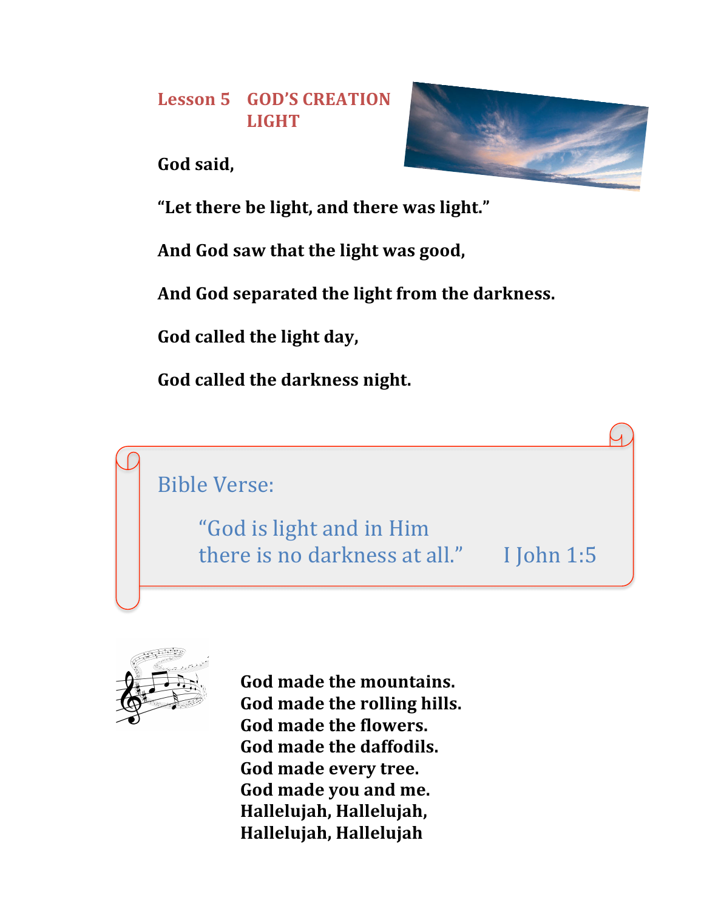## Lesson 5 GOD'S CREATION LIGHT

**God said,**

**"Let there be light, and there was light."**

**And God saw that the light was good,**

**And God separated the light from the darkness.**

**God called the light day,**

**God called the darkness night.**

Bible Verse:

"God is light and in Him
there is no darkness at all." I John 1:5

**God made the mountains.**
**God made the rolling hills.**
**God made the flowers.**
**God made the daffodils.**
**God made every tree.**
**God made you and me.**
**Hallelujah, Hallelujah,**
**Hallelujah, Hallelujah**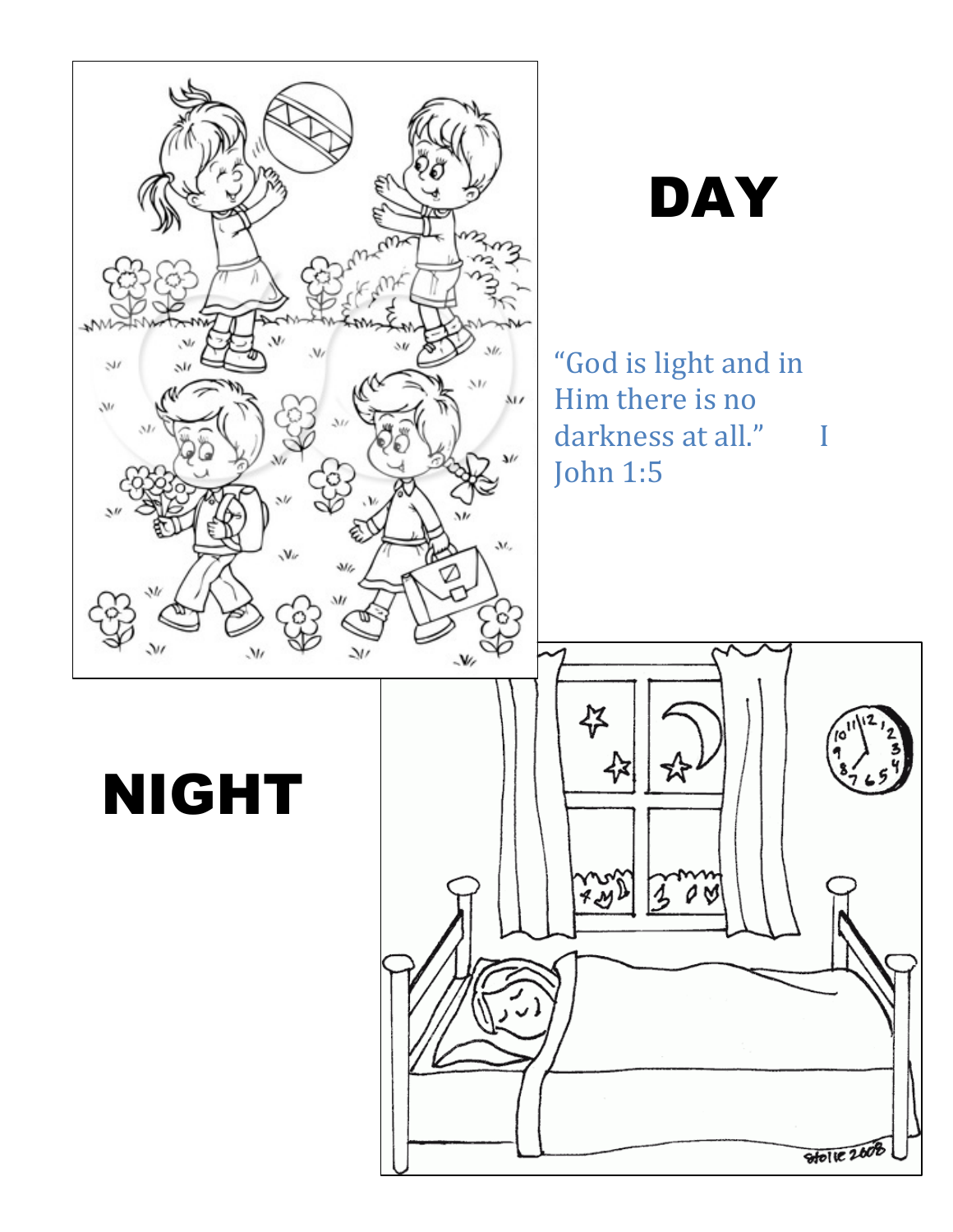# DAY

"God is light and in Him there is no darkness at all." I John 1:5

# NIGHT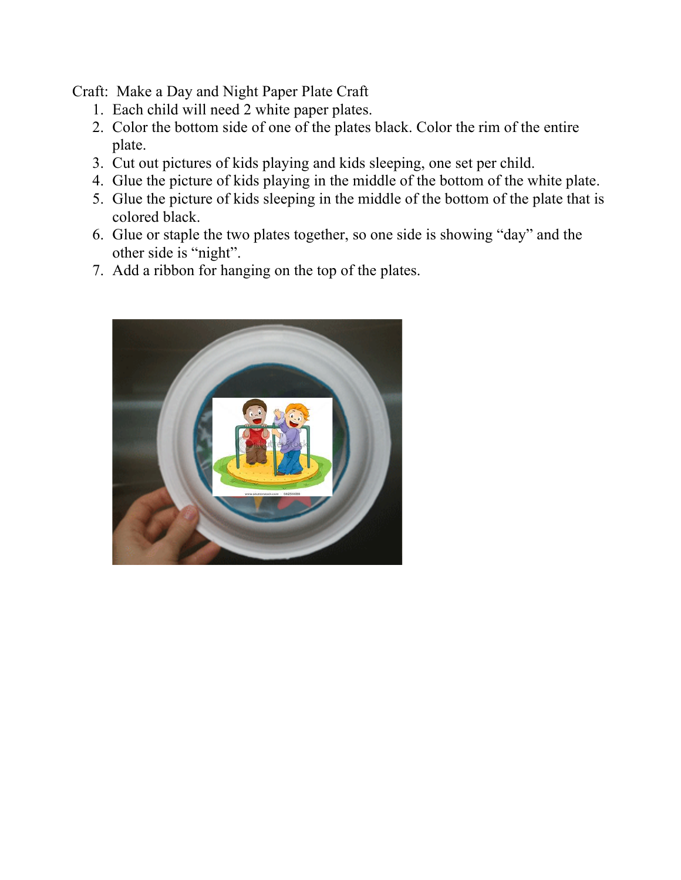Craft: Make a Day and Night Paper Plate Craft

1. Each child will need 2 white paper plates.
2. Color the bottom side of one of the plates black. Color the rim of the entire plate.
3. Cut out pictures of kids playing and kids sleeping, one set per child.
4. Glue the picture of kids playing in the middle of the bottom of the white plate.
5. Glue the picture of kids sleeping in the middle of the bottom of the plate that is colored black.
6. Glue or staple the two plates together, so one side is showing "day" and the other side is "night".
7. Add a ribbon for hanging on the top of the plates.